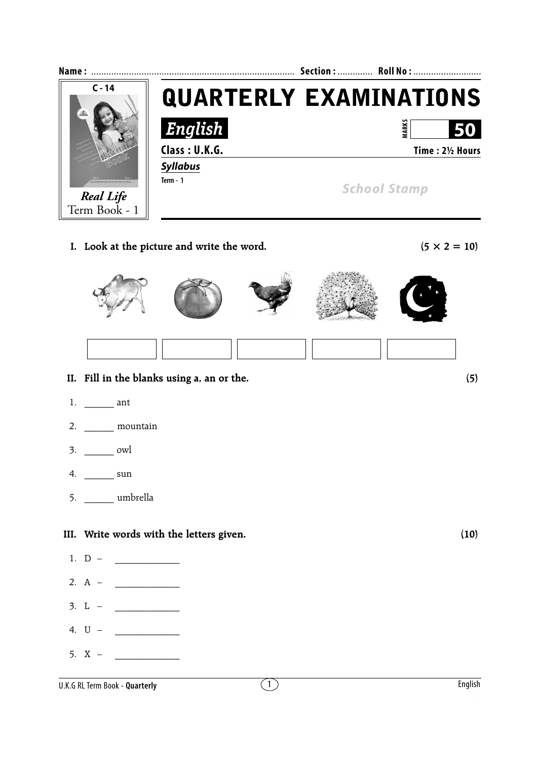Name : ................................................................................ Section : ............. Roll No : ...........................

C - 14

*Real Life* Term Book - 1

# QUARTERLY EXAMINATIONS

**English**

MARKS **50**

**Class : U.K.G.** **Time : 2½ Hours**

***Syllabus***

Term - 1

School Stamp

**I. Look at the picture and write the word.** **(5 × 2 = 10)**

| | | | | |
|---|---|---|---|---|
| | | | | |

**II. Fill in the blanks using a, an or the.** **(5)**

1. ______ ant
2. ______ mountain
3. ______ owl
4. ______ sun
5. ______ umbrella

**III. Write words with the letters given.** **(10)**

1. D – ______________
2. A – ______________
3. L – ______________
4. U – ______________
5. X – ______________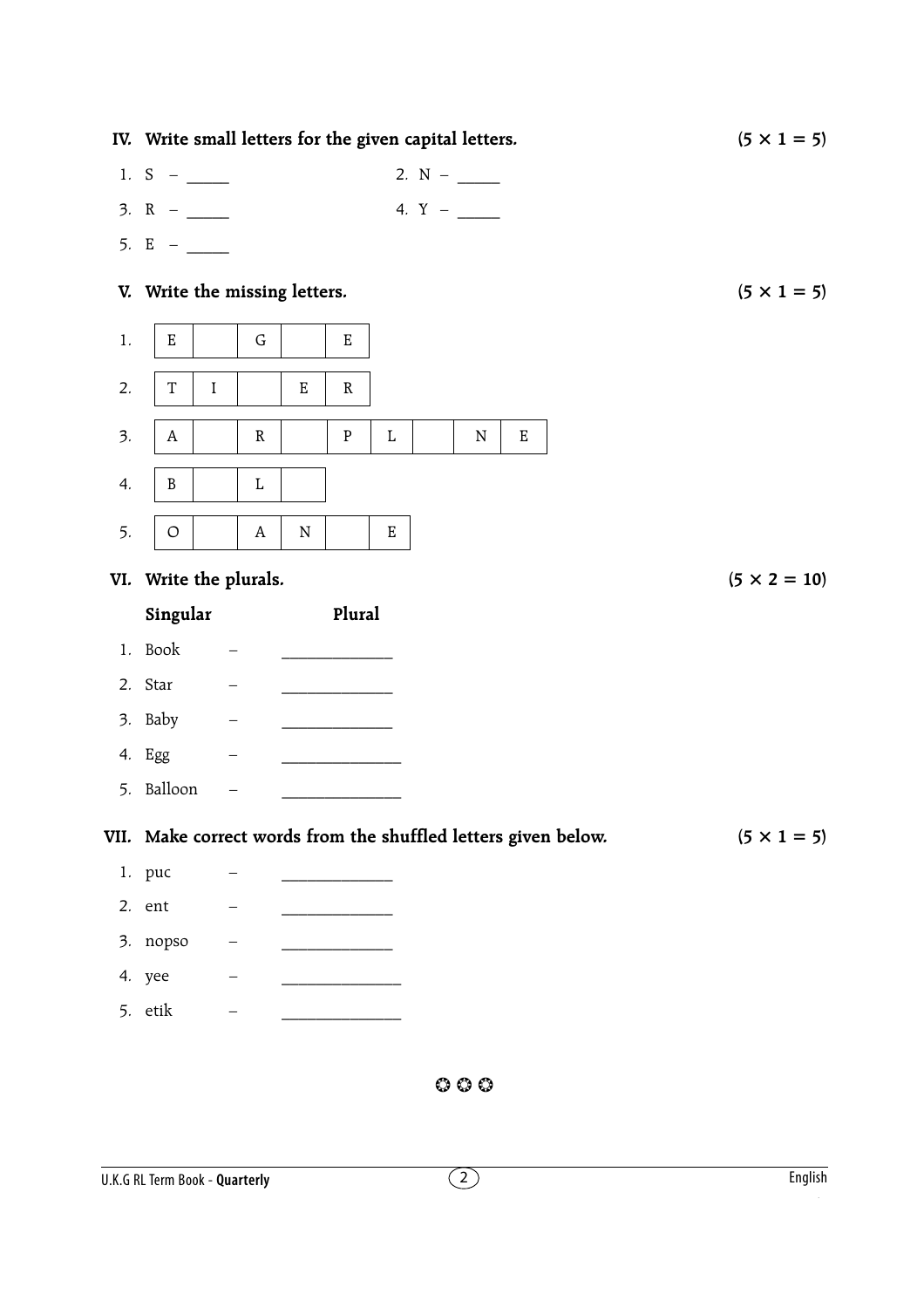**IV. Write small letters for the given capital letters.** **(5 × 1 = 5)**

1. S – _____
2. N – _____
3. R – _____
4. Y – _____
5. E – _____

**V. Write the missing letters.** **(5 × 1 = 5)**

1.

| | | | | |
|---|---|---|---|---|
| E | | G | | E |

2.

| | | | | |
|---|---|---|---|---|
| T | I | | E | R |

3.

| | | | | | | | | |
|---|---|---|---|---|---|---|---|---|
| A | | R | | P | L | | N | E |

4.

| | | | |
|---|---|---|---|
| B | | L | |

5.

| | | | | | |
|---|---|---|---|---|---|
| O | | A | N | | E |

**VI. Write the plurals.** **(5 × 2 = 10)**

**Singular** **Plural**

1. Book – _____________
2. Star – _____________
3. Baby – _____________
4. Egg – _____________
5. Balloon – _____________

**VII. Make correct words from the shuffled letters given below.** **(5 × 1 = 5)**

1. puc – _____________
2. ent – _____________
3. nopso – _____________
4. yee – _____________
5. etik – _____________

❂ ❂ ❂